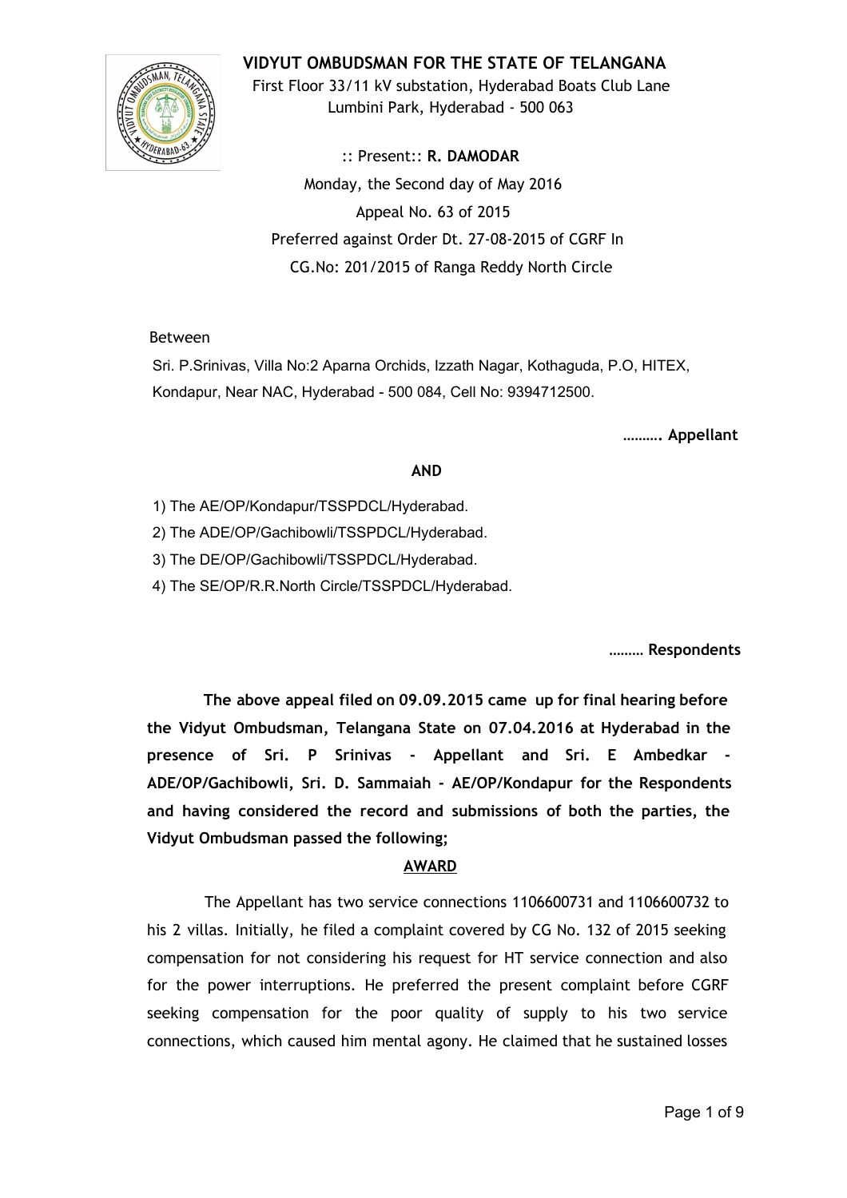# VIDYUT OMBUDSMAN FOR THE STATE OF TELANGANA

First Floor 33/11 kV substation, Hyderabad Boats Club Lane
Lumbini Park, Hyderabad - 500 063

:: Present:: **R. DAMODAR**

Monday, the Second day of May 2016

Appeal No. 63 of 2015

Preferred against Order Dt. 27-08-2015 of CGRF In
CG.No: 201/2015 of Ranga Reddy North Circle

Between

Sri. P.Srinivas, Villa No:2 Aparna Orchids, Izzath Nagar, Kothaguda, P.O, HITEX, Kondapur, Near NAC, Hyderabad - 500 084, Cell No: 9394712500.

**………. Appellant**

**AND**

1) The AE/OP/Kondapur/TSSPDCL/Hyderabad.
2) The ADE/OP/Gachibowli/TSSPDCL/Hyderabad.
3) The DE/OP/Gachibowli/TSSPDCL/Hyderabad.
4) The SE/OP/R.R.North Circle/TSSPDCL/Hyderabad.

**……… Respondents**

**The above appeal filed on 09.09.2015 came up for final hearing before the Vidyut Ombudsman, Telangana State on 07.04.2016 at Hyderabad in the presence of Sri. P Srinivas - Appellant and Sri. E Ambedkar - ADE/OP/Gachibowli, Sri. D. Sammaiah - AE/OP/Kondapur for the Respondents and having considered the record and submissions of both the parties, the Vidyut Ombudsman passed the following;**

**AWARD**

The Appellant has two service connections 1106600731 and 1106600732 to his 2 villas. Initially, he filed a complaint covered by CG No. 132 of 2015 seeking compensation for not considering his request for HT service connection and also for the power interruptions. He preferred the present complaint before CGRF seeking compensation for the poor quality of supply to his two service connections, which caused him mental agony. He claimed that he sustained losses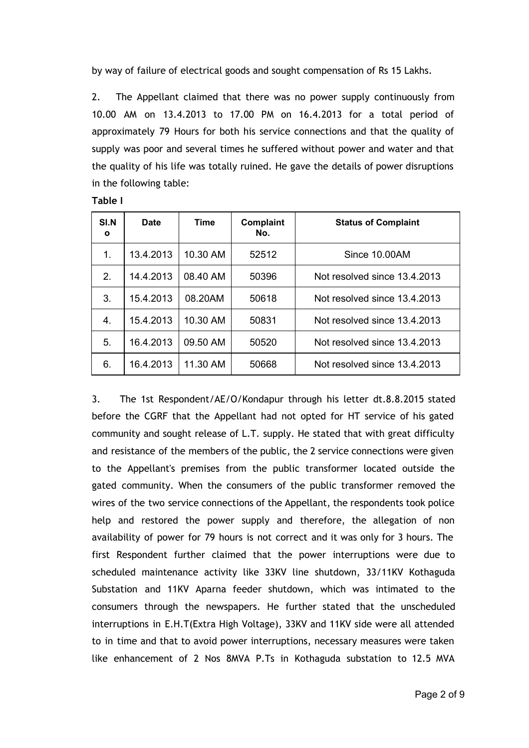by way of failure of electrical goods and sought compensation of Rs 15 Lakhs.

2. The Appellant claimed that there was no power supply continuously from 10.00 AM on 13.4.2013 to 17.00 PM on 16.4.2013 for a total period of approximately 79 Hours for both his service connections and that the quality of supply was poor and several times he suffered without power and water and that the quality of his life was totally ruined. He gave the details of power disruptions in the following table:

**Table I**

| Sl.No | Date | Time | Complaint No. | Status of Complaint |
|---|---|---|---|---|
| 1. | 13.4.2013 | 10.30 AM | 52512 | Since 10.00AM |
| 2. | 14.4.2013 | 08.40 AM | 50396 | Not resolved since 13.4.2013 |
| 3. | 15.4.2013 | 08.20AM | 50618 | Not resolved since 13.4.2013 |
| 4. | 15.4.2013 | 10.30 AM | 50831 | Not resolved since 13.4.2013 |
| 5. | 16.4.2013 | 09.50 AM | 50520 | Not resolved since 13.4.2013 |
| 6. | 16.4.2013 | 11.30 AM | 50668 | Not resolved since 13.4.2013 |

3. The 1st Respondent/AE/O/Kondapur through his letter dt.8.8.2015 stated before the CGRF that the Appellant had not opted for HT service of his gated community and sought release of L.T. supply. He stated that with great difficulty and resistance of the members of the public, the 2 service connections were given to the Appellant's premises from the public transformer located outside the gated community. When the consumers of the public transformer removed the wires of the two service connections of the Appellant, the respondents took police help and restored the power supply and therefore, the allegation of non availability of power for 79 hours is not correct and it was only for 3 hours. The first Respondent further claimed that the power interruptions were due to scheduled maintenance activity like 33KV line shutdown, 33/11KV Kothaguda Substation and 11KV Aparna feeder shutdown, which was intimated to the consumers through the newspapers. He further stated that the unscheduled interruptions in E.H.T(Extra High Voltage), 33KV and 11KV side were all attended to in time and that to avoid power interruptions, necessary measures were taken like enhancement of 2 Nos 8MVA P.Ts in Kothaguda substation to 12.5 MVA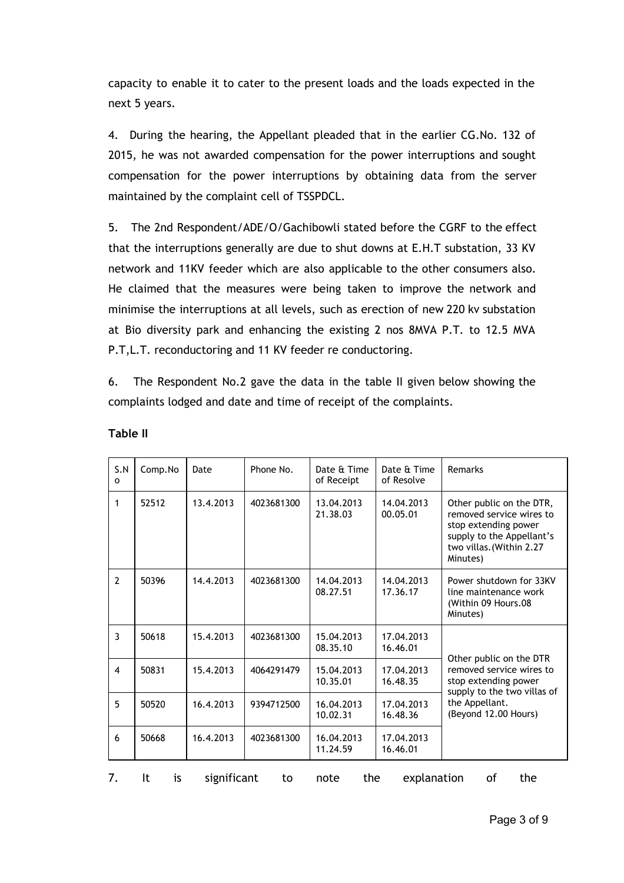capacity to enable it to cater to the present loads and the loads expected in the next 5 years.

4. During the hearing, the Appellant pleaded that in the earlier CG.No. 132 of 2015, he was not awarded compensation for the power interruptions and sought compensation for the power interruptions by obtaining data from the server maintained by the complaint cell of TSSPDCL.

5. The 2nd Respondent/ADE/O/Gachibowli stated before the CGRF to the effect that the interruptions generally are due to shut downs at E.H.T substation, 33 KV network and 11KV feeder which are also applicable to the other consumers also. He claimed that the measures were being taken to improve the network and minimise the interruptions at all levels, such as erection of new 220 kv substation at Bio diversity park and enhancing the existing 2 nos 8MVA P.T. to 12.5 MVA P.T,L.T. reconductoring and 11 KV feeder re conductoring.

6. The Respondent No.2 gave the data in the table II given below showing the complaints lodged and date and time of receipt of the complaints.

**Table II**

| S.No | Comp.No | Date | Phone No. | Date & Time of Receipt | Date & Time of Resolve | Remarks |
|---|---|---|---|---|---|---|
| 1 | 52512 | 13.4.2013 | 4023681300 | 13.04.2013 21.38.03 | 14.04.2013 00.05.01 | Other public on the DTR, removed service wires to stop extending power supply to the Appellant's two villas.(Within 2.27 Minutes) |
| 2 | 50396 | 14.4.2013 | 4023681300 | 14.04.2013 08.27.51 | 14.04.2013 17.36.17 | Power shutdown for 33KV line maintenance work (Within 09 Hours.08 Minutes) |
| 3 | 50618 | 15.4.2013 | 4023681300 | 15.04.2013 08.35.10 | 17.04.2013 16.46.01 | Other public on the DTR removed service wires to stop extending power supply to the two villas of the Appellant. (Beyond 12.00 Hours) |
| 4 | 50831 | 15.4.2013 | 4064291479 | 15.04.2013 10.35.01 | 17.04.2013 16.48.35 | |
| 5 | 50520 | 16.4.2013 | 9394712500 | 16.04.2013 10.02.31 | 17.04.2013 16.48.36 | |
| 6 | 50668 | 16.4.2013 | 4023681300 | 16.04.2013 11.24.59 | 17.04.2013 16.46.01 | |

7. It is significant to note the explanation of the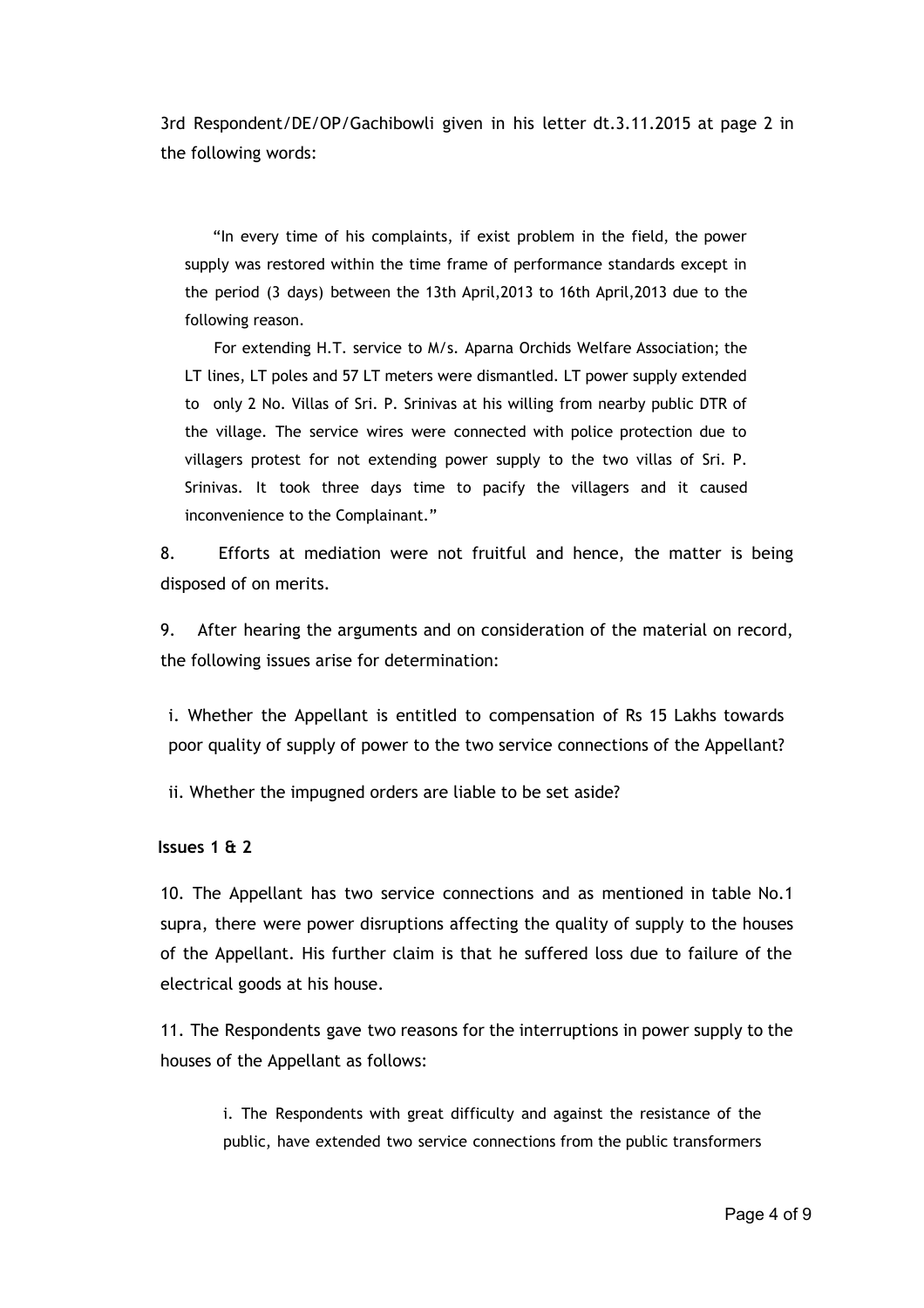3rd Respondent/DE/OP/Gachibowli given in his letter dt.3.11.2015 at page 2 in the following words:

> "In every time of his complaints, if exist problem in the field, the power supply was restored within the time frame of performance standards except in the period (3 days) between the 13th April,2013 to 16th April,2013 due to the following reason.
>
> For extending H.T. service to M/s. Aparna Orchids Welfare Association; the LT lines, LT poles and 57 LT meters were dismantled. LT power supply extended to only 2 No. Villas of Sri. P. Srinivas at his willing from nearby public DTR of the village. The service wires were connected with police protection due to villagers protest for not extending power supply to the two villas of Sri. P. Srinivas. It took three days time to pacify the villagers and it caused inconvenience to the Complainant."

8. Efforts at mediation were not fruitful and hence, the matter is being disposed of on merits.

9. After hearing the arguments and on consideration of the material on record, the following issues arise for determination:

i. Whether the Appellant is entitled to compensation of Rs 15 Lakhs towards poor quality of supply of power to the two service connections of the Appellant?

ii. Whether the impugned orders are liable to be set aside?

**Issues 1 & 2**

10. The Appellant has two service connections and as mentioned in table No.1 supra, there were power disruptions affecting the quality of supply to the houses of the Appellant. His further claim is that he suffered loss due to failure of the electrical goods at his house.

11. The Respondents gave two reasons for the interruptions in power supply to the houses of the Appellant as follows:

> i. The Respondents with great difficulty and against the resistance of the public, have extended two service connections from the public transformers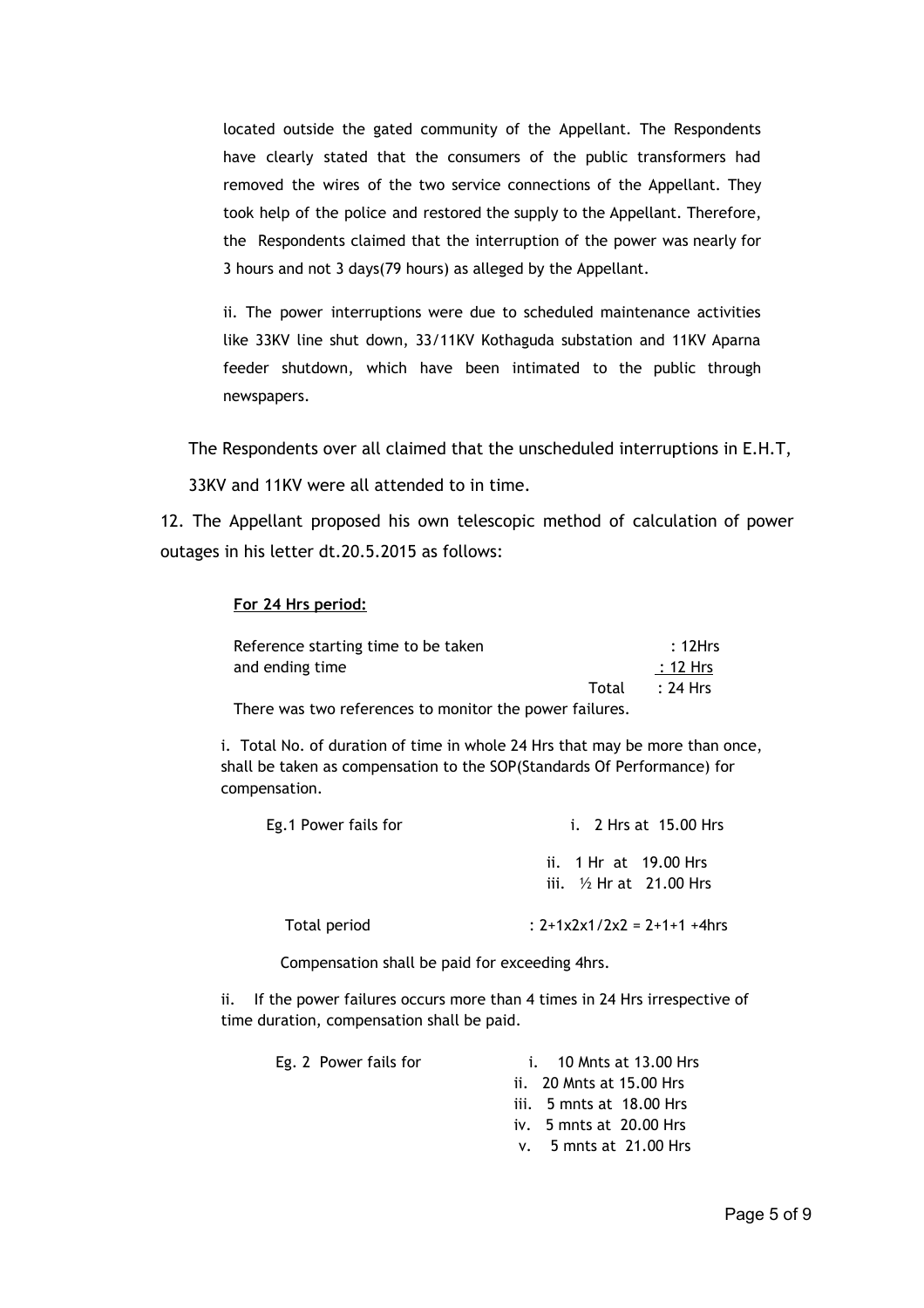located outside the gated community of the Appellant. The Respondents have clearly stated that the consumers of the public transformers had removed the wires of the two service connections of the Appellant. They took help of the police and restored the supply to the Appellant. Therefore, the Respondents claimed that the interruption of the power was nearly for 3 hours and not 3 days(79 hours) as alleged by the Appellant.

ii. The power interruptions were due to scheduled maintenance activities like 33KV line shut down, 33/11KV Kothaguda substation and 11KV Aparna feeder shutdown, which have been intimated to the public through newspapers.

The Respondents over all claimed that the unscheduled interruptions in E.H.T, 33KV and 11KV were all attended to in time.

12. The Appellant proposed his own telescopic method of calculation of power outages in his letter dt.20.5.2015 as follows:

**For 24 Hrs period:**

| | | |
|---|---|---|
| Reference starting time to be taken | | : 12Hrs |
| and ending time | | : 12 Hrs |
| | Total | : 24 Hrs |

There was two references to monitor the power failures.

i. Total No. of duration of time in whole 24 Hrs that may be more than once, shall be taken as compensation to the SOP(Standards Of Performance) for compensation.

Eg.1 Power fails for
- i. 2 Hrs at 15.00 Hrs
- ii. 1 Hr at 19.00 Hrs
- iii. ½ Hr at 21.00 Hrs

Total period : 2+1x2x1/2x2 = 2+1+1 +4hrs

Compensation shall be paid for exceeding 4hrs.

ii. If the power failures occurs more than 4 times in 24 Hrs irrespective of time duration, compensation shall be paid.

Eg. 2 Power fails for
- i. 10 Mnts at 13.00 Hrs
- ii. 20 Mnts at 15.00 Hrs
- iii. 5 mnts at 18.00 Hrs
- iv. 5 mnts at 20.00 Hrs
- v. 5 mnts at 21.00 Hrs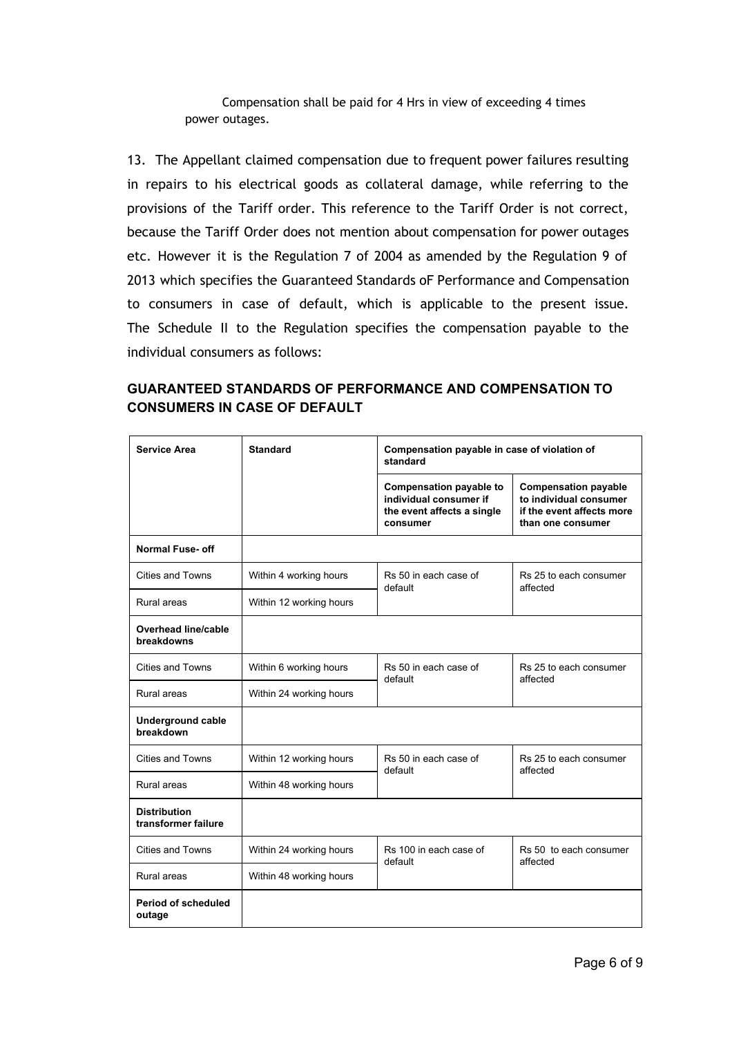Compensation shall be paid for 4 Hrs in view of exceeding 4 times power outages.

13. The Appellant claimed compensation due to frequent power failures resulting in repairs to his electrical goods as collateral damage, while referring to the provisions of the Tariff order. This reference to the Tariff Order is not correct, because the Tariff Order does not mention about compensation for power outages etc. However it is the Regulation 7 of 2004 as amended by the Regulation 9 of 2013 which specifies the Guaranteed Standards oF Performance and Compensation to consumers in case of default, which is applicable to the present issue. The Schedule II to the Regulation specifies the compensation payable to the individual consumers as follows:

**GUARANTEED STANDARDS OF PERFORMANCE AND COMPENSATION TO CONSUMERS IN CASE OF DEFAULT**

| **Service Area** | **Standard** | **Compensation payable in case of violation of standard** | |
|---|---|---|---|
| | | **Compensation payable to individual consumer if the event affects a single consumer** | **Compensation payable to individual consumer if the event affects more than one consumer** |
| **Normal Fuse- off** | | | |
| Cities and Towns | Within 4 working hours | Rs 50 in each case of default | Rs 25 to each consumer affected |
| Rural areas | Within 12 working hours | | |
| **Overhead line/cable breakdowns** | | | |
| Cities and Towns | Within 6 working hours | Rs 50 in each case of default | Rs 25 to each consumer affected |
| Rural areas | Within 24 working hours | | |
| **Underground cable breakdown** | | | |
| Cities and Towns | Within 12 working hours | Rs 50 in each case of default | Rs 25 to each consumer affected |
| Rural areas | Within 48 working hours | | |
| **Distribution transformer failure** | | | |
| Cities and Towns | Within 24 working hours | Rs 100 in each case of default | Rs 50 to each consumer affected |
| Rural areas | Within 48 working hours | | |
| **Period of scheduled outage** | | | |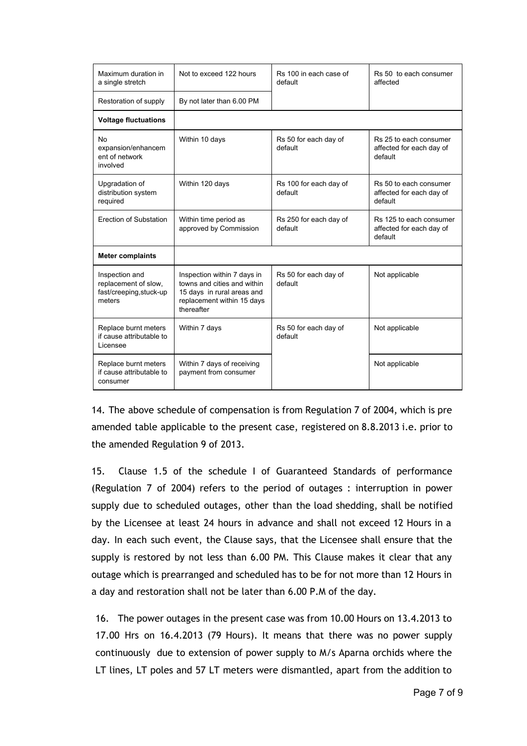| Maximum duration in a single stretch | Not to exceed 122 hours | Rs 100 in each case of default | Rs 50 to each consumer affected |
|---|---|---|---|
| Restoration of supply | By not later than 6.00 PM | | |
| **Voltage fluctuations** | | | |
| No expansion/enhancement of network involved | Within 10 days | Rs 50 for each day of default | Rs 25 to each consumer affected for each day of default |
| Upgradation of distribution system required | Within 120 days | Rs 100 for each day of default | Rs 50 to each consumer affected for each day of default |
| Erection of Substation | Within time period as approved by Commission | Rs 250 for each day of default | Rs 125 to each consumer affected for each day of default |
| **Meter complaints** | | | |
| Inspection and replacement of slow, fast/creeping,stuck-up meters | Inspection within 7 days in towns and cities and within 15 days in rural areas and replacement within 15 days thereafter | Rs 50 for each day of default | Not applicable |
| Replace burnt meters if cause attributable to Licensee | Within 7 days | Rs 50 for each day of default | Not applicable |
| Replace burnt meters if cause attributable to consumer | Within 7 days of receiving payment from consumer | | Not applicable |

14. The above schedule of compensation is from Regulation 7 of 2004, which is pre amended table applicable to the present case, registered on 8.8.2013 i.e. prior to the amended Regulation 9 of 2013.

15. Clause 1.5 of the schedule I of Guaranteed Standards of performance (Regulation 7 of 2004) refers to the period of outages : interruption in power supply due to scheduled outages, other than the load shedding, shall be notified by the Licensee at least 24 hours in advance and shall not exceed 12 Hours in a day. In each such event, the Clause says, that the Licensee shall ensure that the supply is restored by not less than 6.00 PM. This Clause makes it clear that any outage which is prearranged and scheduled has to be for not more than 12 Hours in a day and restoration shall not be later than 6.00 P.M of the day.

16. The power outages in the present case was from 10.00 Hours on 13.4.2013 to 17.00 Hrs on 16.4.2013 (79 Hours). It means that there was no power supply continuously due to extension of power supply to M/s Aparna orchids where the LT lines, LT poles and 57 LT meters were dismantled, apart from the addition to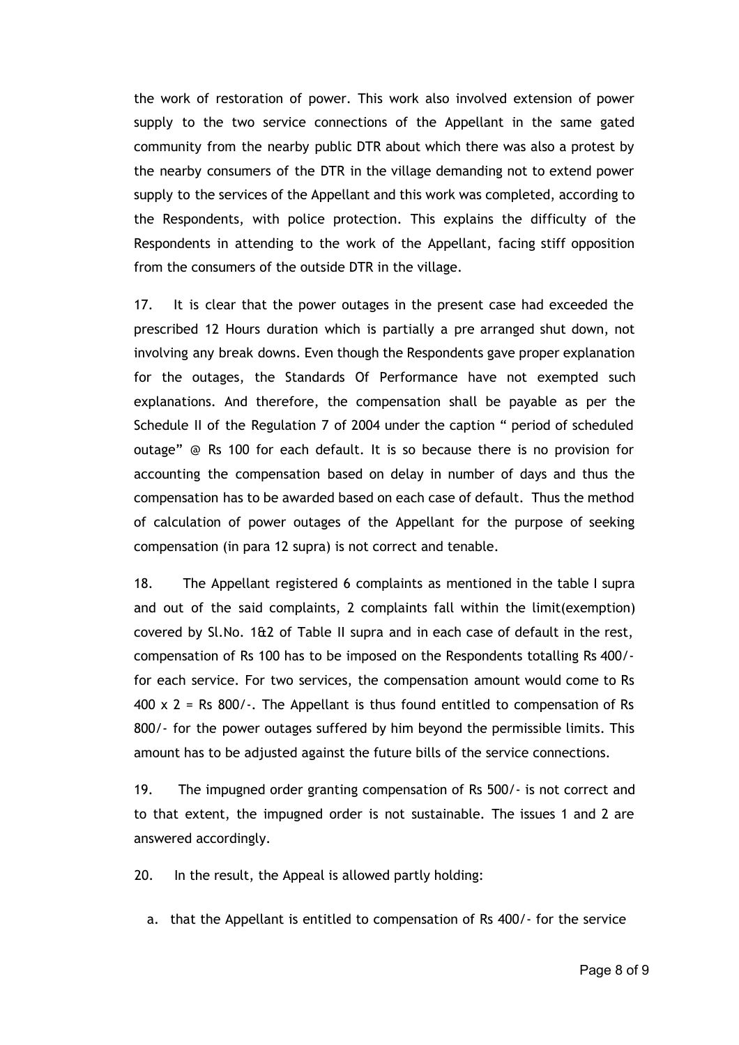the work of restoration of power. This work also involved extension of power supply to the two service connections of the Appellant in the same gated community from the nearby public DTR about which there was also a protest by the nearby consumers of the DTR in the village demanding not to extend power supply to the services of the Appellant and this work was completed, according to the Respondents, with police protection. This explains the difficulty of the Respondents in attending to the work of the Appellant, facing stiff opposition from the consumers of the outside DTR in the village.

17. It is clear that the power outages in the present case had exceeded the prescribed 12 Hours duration which is partially a pre arranged shut down, not involving any break downs. Even though the Respondents gave proper explanation for the outages, the Standards Of Performance have not exempted such explanations. And therefore, the compensation shall be payable as per the Schedule II of the Regulation 7 of 2004 under the caption " period of scheduled outage" @ Rs 100 for each default. It is so because there is no provision for accounting the compensation based on delay in number of days and thus the compensation has to be awarded based on each case of default. Thus the method of calculation of power outages of the Appellant for the purpose of seeking compensation (in para 12 supra) is not correct and tenable.

18. The Appellant registered 6 complaints as mentioned in the table I supra and out of the said complaints, 2 complaints fall within the limit(exemption) covered by Sl.No. 1&2 of Table II supra and in each case of default in the rest, compensation of Rs 100 has to be imposed on the Respondents totalling Rs 400/- for each service. For two services, the compensation amount would come to Rs 400 x 2 = Rs 800/-. The Appellant is thus found entitled to compensation of Rs 800/- for the power outages suffered by him beyond the permissible limits. This amount has to be adjusted against the future bills of the service connections.

19. The impugned order granting compensation of Rs 500/- is not correct and to that extent, the impugned order is not sustainable. The issues 1 and 2 are answered accordingly.

20. In the result, the Appeal is allowed partly holding:

a. that the Appellant is entitled to compensation of Rs 400/- for the service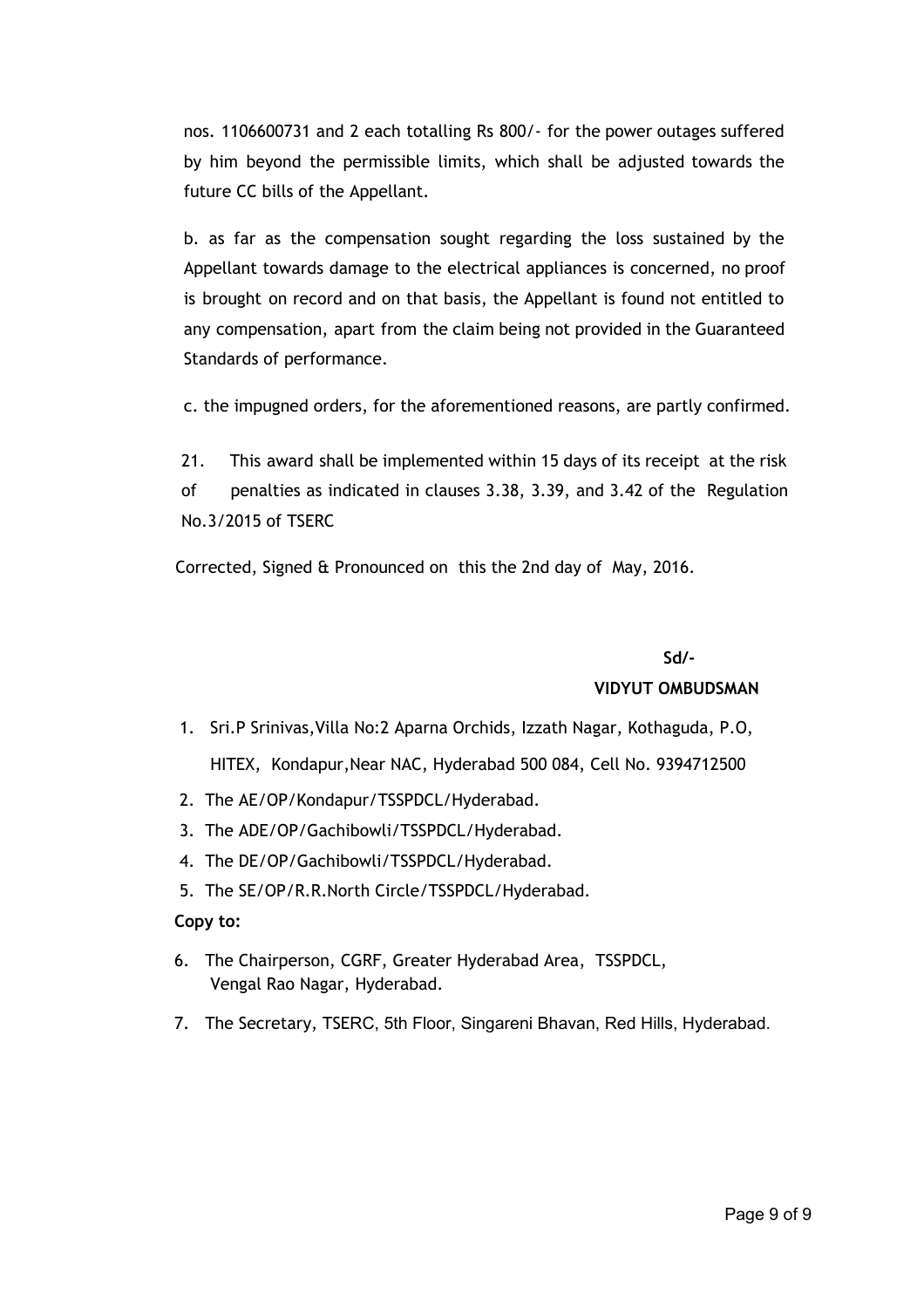nos. 1106600731 and 2 each totalling Rs 800/- for the power outages suffered by him beyond the permissible limits, which shall be adjusted towards the future CC bills of the Appellant.

b. as far as the compensation sought regarding the loss sustained by the Appellant towards damage to the electrical appliances is concerned, no proof is brought on record and on that basis, the Appellant is found not entitled to any compensation, apart from the claim being not provided in the Guaranteed Standards of performance.

c. the impugned orders, for the aforementioned reasons, are partly confirmed.

21. This award shall be implemented within 15 days of its receipt at the risk of penalties as indicated in clauses 3.38, 3.39, and 3.42 of the Regulation No.3/2015 of TSERC

Corrected, Signed & Pronounced on this the 2nd day of May, 2016.

**Sd/-**

**VIDYUT OMBUDSMAN**

1. Sri.P Srinivas,Villa No:2 Aparna Orchids, Izzath Nagar, Kothaguda, P.O, HITEX, Kondapur,Near NAC, Hyderabad 500 084, Cell No. 9394712500
2. The AE/OP/Kondapur/TSSPDCL/Hyderabad.
3. The ADE/OP/Gachibowli/TSSPDCL/Hyderabad.
4. The DE/OP/Gachibowli/TSSPDCL/Hyderabad.
5. The SE/OP/R.R.North Circle/TSSPDCL/Hyderabad.

**Copy to:**

6. The Chairperson, CGRF, Greater Hyderabad Area, TSSPDCL, Vengal Rao Nagar, Hyderabad.
7. The Secretary, TSERC, 5th Floor, Singareni Bhavan, Red Hills, Hyderabad.